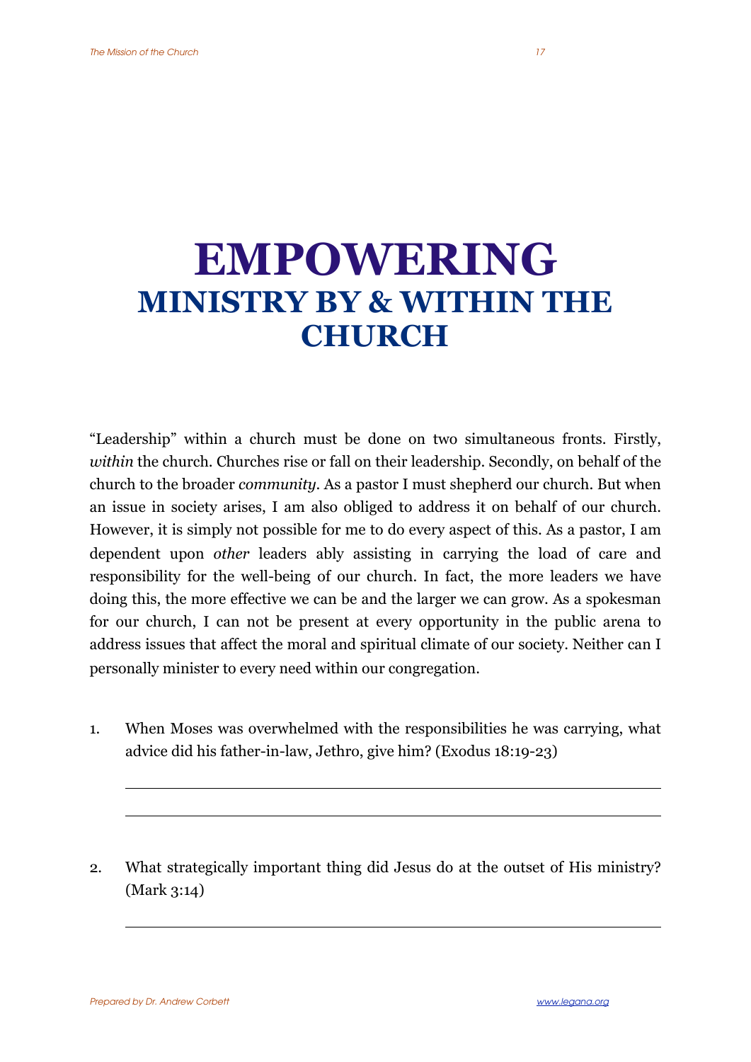# EMPOWERING
## MINISTRY BY & WITHIN THE CHURCH

"Leadership" within a church must be done on two simultaneous fronts. Firstly, *within* the church. Churches rise or fall on their leadership. Secondly, on behalf of the church to the broader *community*. As a pastor I must shepherd our church. But when an issue in society arises, I am also obliged to address it on behalf of our church. However, it is simply not possible for me to do every aspect of this. As a pastor, I am dependent upon *other* leaders ably assisting in carrying the load of care and responsibility for the well-being of our church. In fact, the more leaders we have doing this, the more effective we can be and the larger we can grow. As a spokesman for our church, I can not be present at every opportunity in the public arena to address issues that affect the moral and spiritual climate of our society. Neither can I personally minister to every need within our congregation.

1. When Moses was overwhelmed with the responsibilities he was carrying, what advice did his father-in-law, Jethro, give him? (Exodus 18:19-23)

   ______________________________________________

   ______________________________________________

2. What strategically important thing did Jesus do at the outset of His ministry? (Mark 3:14)

   ______________________________________________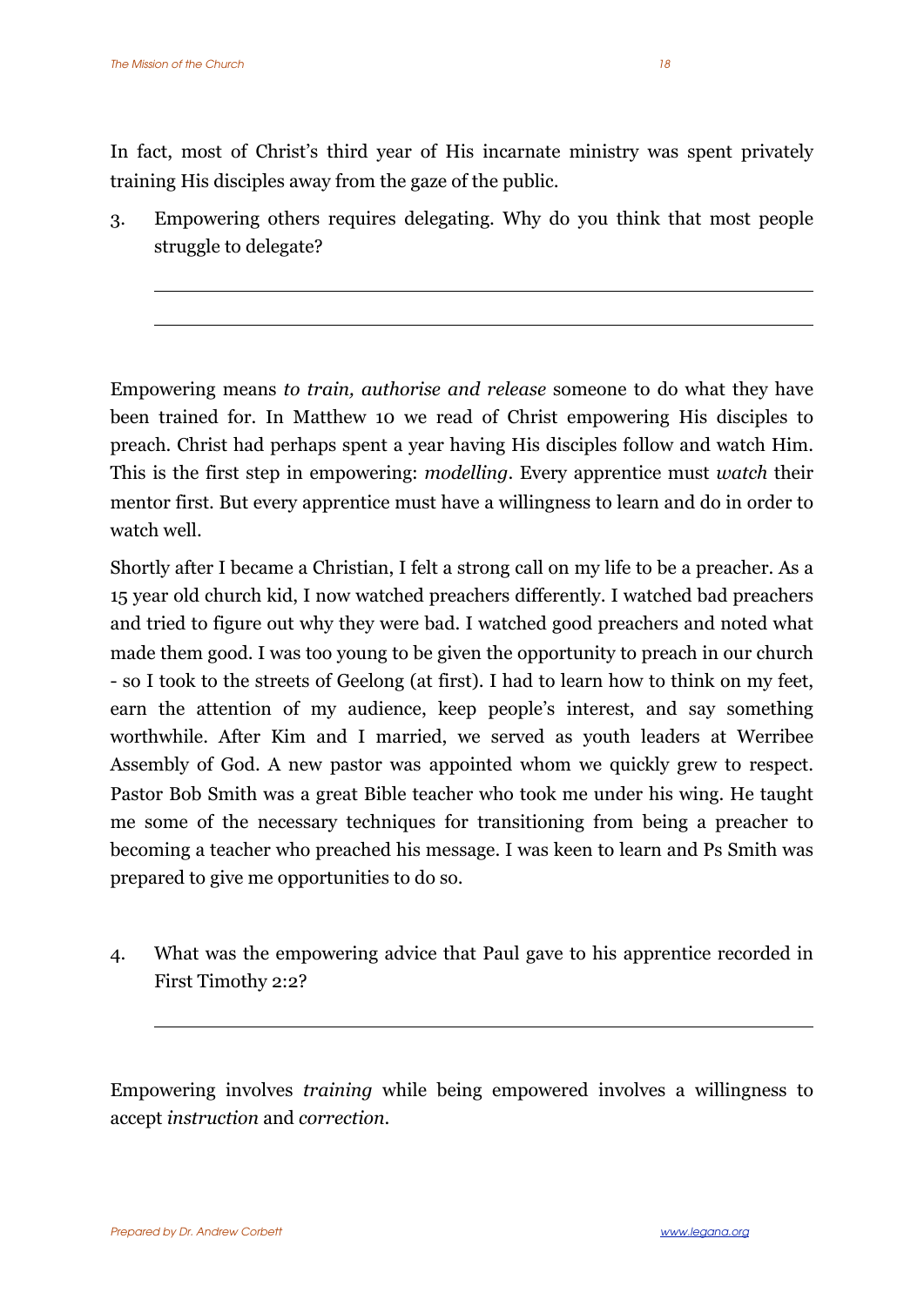In fact, most of Christ's third year of His incarnate ministry was spent privately training His disciples away from the gaze of the public.

3. Empowering others requires delegating. Why do you think that most people struggle to delegate?

\_\_\_\_\_\_\_\_\_\_\_\_\_\_\_\_\_\_\_\_\_\_\_\_\_\_\_\_\_\_\_\_\_\_\_\_\_\_\_\_\_\_\_\_\_\_\_\_\_\_\_\_

\_\_\_\_\_\_\_\_\_\_\_\_\_\_\_\_\_\_\_\_\_\_\_\_\_\_\_\_\_\_\_\_\_\_\_\_\_\_\_\_\_\_\_\_\_\_\_\_\_\_\_\_

Empowering means *to train, authorise and release* someone to do what they have been trained for. In Matthew 10 we read of Christ empowering His disciples to preach. Christ had perhaps spent a year having His disciples follow and watch Him. This is the first step in empowering: *modelling*. Every apprentice must *watch* their mentor first. But every apprentice must have a willingness to learn and do in order to watch well.

Shortly after I became a Christian, I felt a strong call on my life to be a preacher. As a 15 year old church kid, I now watched preachers differently. I watched bad preachers and tried to figure out why they were bad. I watched good preachers and noted what made them good. I was too young to be given the opportunity to preach in our church - so I took to the streets of Geelong (at first). I had to learn how to think on my feet, earn the attention of my audience, keep people's interest, and say something worthwhile. After Kim and I married, we served as youth leaders at Werribee Assembly of God. A new pastor was appointed whom we quickly grew to respect. Pastor Bob Smith was a great Bible teacher who took me under his wing. He taught me some of the necessary techniques for transitioning from being a preacher to becoming a teacher who preached his message. I was keen to learn and Ps Smith was prepared to give me opportunities to do so.

4. What was the empowering advice that Paul gave to his apprentice recorded in First Timothy 2:2?

\_\_\_\_\_\_\_\_\_\_\_\_\_\_\_\_\_\_\_\_\_\_\_\_\_\_\_\_\_\_\_\_\_\_\_\_\_\_\_\_\_\_\_\_\_\_\_\_\_\_\_\_

Empowering involves *training* while being empowered involves a willingness to accept *instruction* and *correction*.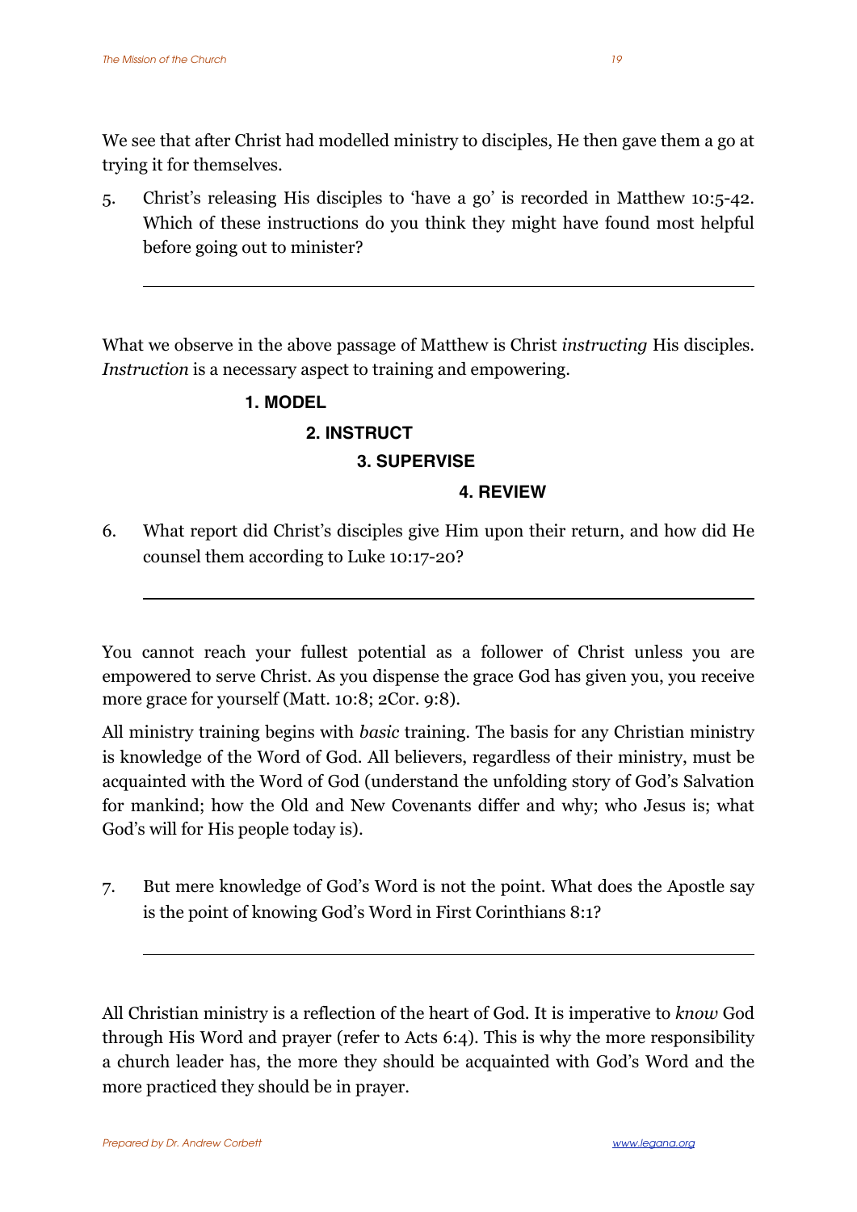We see that after Christ had modelled ministry to disciples, He then gave them a go at trying it for themselves.

5. Christ's releasing His disciples to 'have a go' is recorded in Matthew 10:5-42. Which of these instructions do you think they might have found most helpful before going out to minister?

---

What we observe in the above passage of Matthew is Christ *instructing* His disciples. *Instruction* is a necessary aspect to training and empowering.

**1. MODEL**

**2. INSTRUCT**

**3. SUPERVISE**

**4. REVIEW**

6. What report did Christ's disciples give Him upon their return, and how did He counsel them according to Luke 10:17-20?

---

You cannot reach your fullest potential as a follower of Christ unless you are empowered to serve Christ. As you dispense the grace God has given you, you receive more grace for yourself (Matt. 10:8; 2Cor. 9:8).

All ministry training begins with *basic* training. The basis for any Christian ministry is knowledge of the Word of God. All believers, regardless of their ministry, must be acquainted with the Word of God (understand the unfolding story of God's Salvation for mankind; how the Old and New Covenants differ and why; who Jesus is; what God's will for His people today is).

7. But mere knowledge of God's Word is not the point. What does the Apostle say is the point of knowing God's Word in First Corinthians 8:1?

---

All Christian ministry is a reflection of the heart of God. It is imperative to *know* God through His Word and prayer (refer to Acts 6:4). This is why the more responsibility a church leader has, the more they should be acquainted with God's Word and the more practiced they should be in prayer.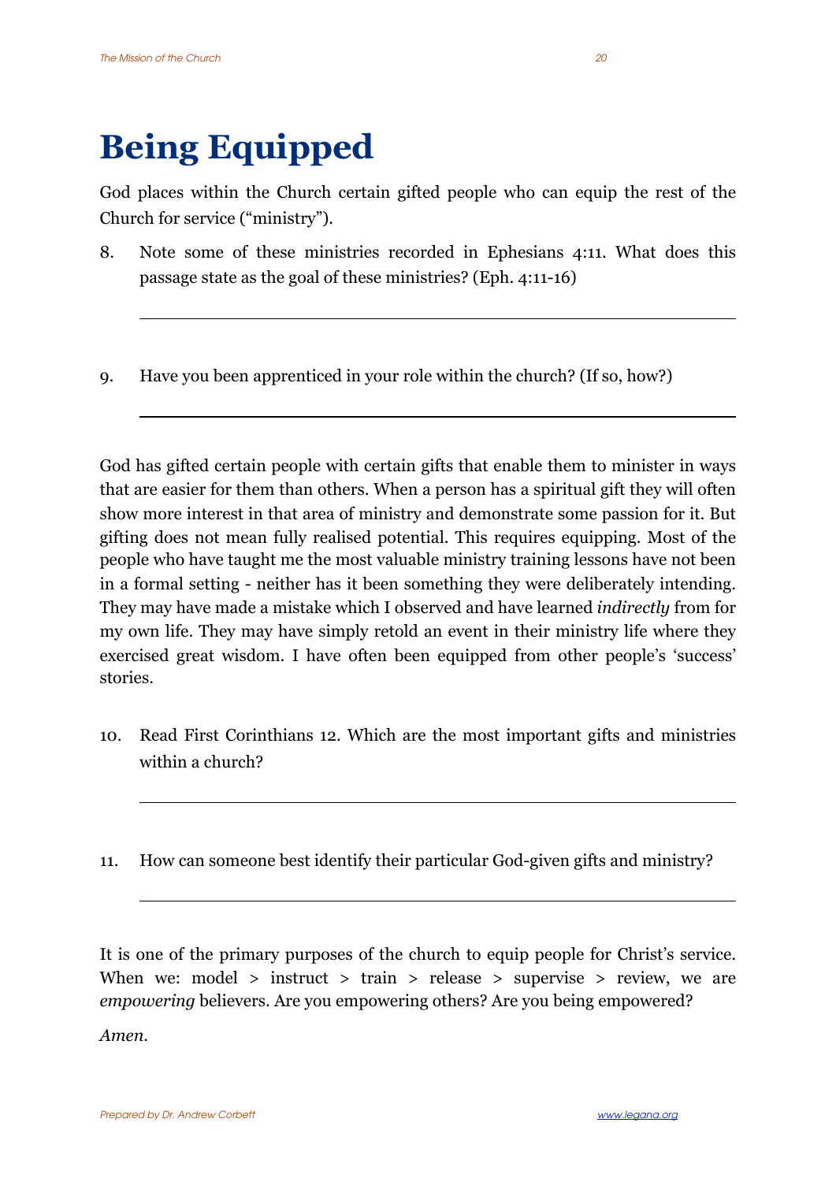# Being Equipped

God places within the Church certain gifted people who can equip the rest of the Church for service ("ministry").

8. Note some of these ministries recorded in Ephesians 4:11. What does this passage state as the goal of these ministries? (Eph. 4:11-16)

9. Have you been apprenticed in your role within the church? (If so, how?)

God has gifted certain people with certain gifts that enable them to minister in ways that are easier for them than others. When a person has a spiritual gift they will often show more interest in that area of ministry and demonstrate some passion for it. But gifting does not mean fully realised potential. This requires equipping. Most of the people who have taught me the most valuable ministry training lessons have not been in a formal setting - neither has it been something they were deliberately intending. They may have made a mistake which I observed and have learned *indirectly* from for my own life. They may have simply retold an event in their ministry life where they exercised great wisdom. I have often been equipped from other people's 'success' stories.

10. Read First Corinthians 12. Which are the most important gifts and ministries within a church?

11. How can someone best identify their particular God-given gifts and ministry?

It is one of the primary purposes of the church to equip people for Christ's service. When we: model > instruct > train > release > supervise > review, we are *empowering* believers. Are you empowering others? Are you being empowered?

*Amen.*